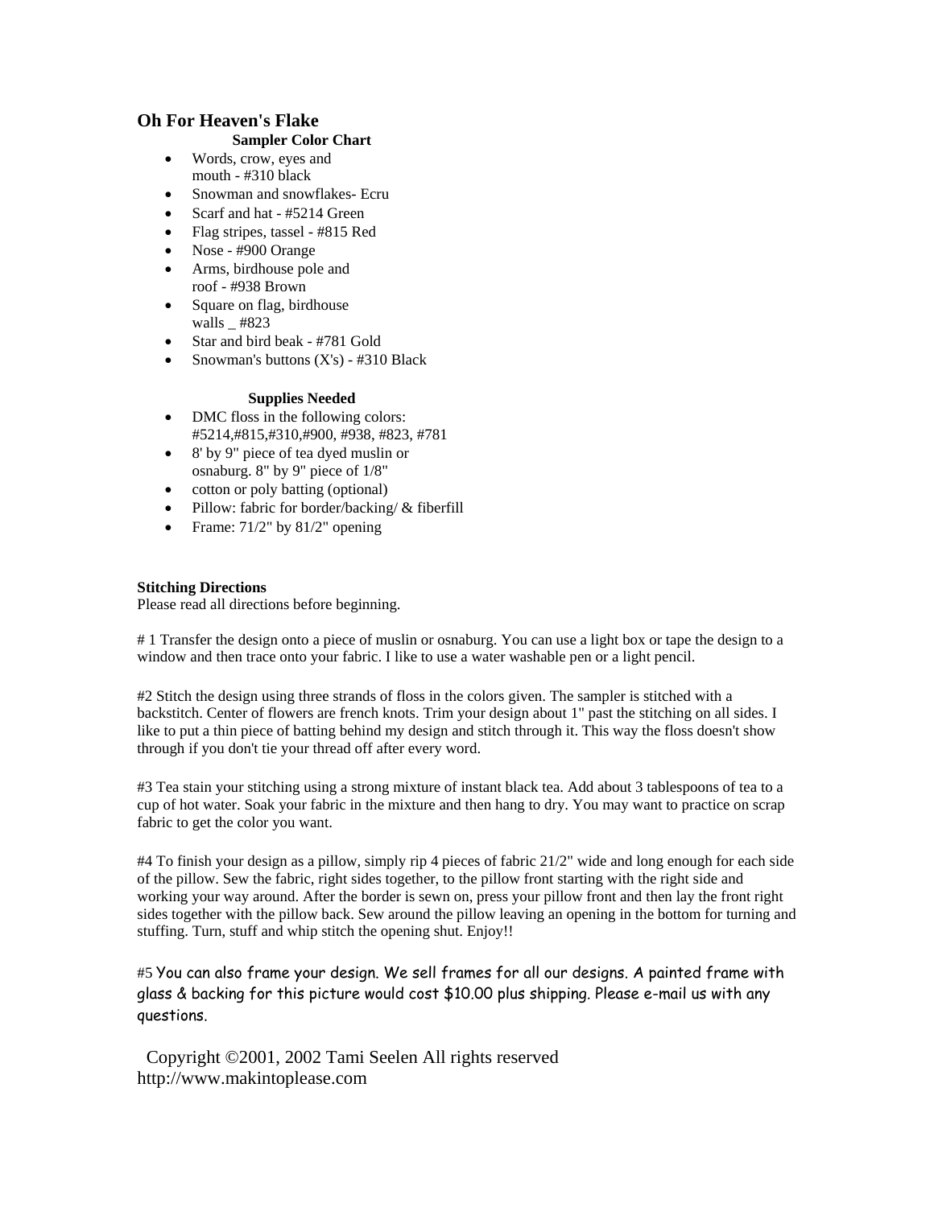## Oh For Heaven's Flake

### Sampler Color Chart

- Words, crow, eyes and mouth - #310 black
- Snowman and snowflakes- Ecru
- Scarf and hat - #5214 Green
- Flag stripes, tassel - #815 Red
- Nose - #900 Orange
- Arms, birdhouse pole and roof - #938 Brown
- Square on flag, birdhouse walls _ #823
- Star and bird beak - #781 Gold
- Snowman's buttons (X's) - #310 Black

### Supplies Needed

- DMC floss in the following colors: #5214,#815,#310,#900, #938, #823, #781
- 8' by 9" piece of tea dyed muslin or osnaburg. 8" by 9" piece of 1/8"
- cotton or poly batting (optional)
- Pillow: fabric for border/backing/ & fiberfill
- Frame: 71/2" by 81/2" opening

**Stitching Directions**
Please read all directions before beginning.

# 1 Transfer the design onto a piece of muslin or osnaburg. You can use a light box or tape the design to a window and then trace onto your fabric. I like to use a water washable pen or a light pencil.

#2 Stitch the design using three strands of floss in the colors given. The sampler is stitched with a backstitch. Center of flowers are french knots. Trim your design about 1" past the stitching on all sides. I like to put a thin piece of batting behind my design and stitch through it. This way the floss doesn't show through if you don't tie your thread off after every word.

#3 Tea stain your stitching using a strong mixture of instant black tea. Add about 3 tablespoons of tea to a cup of hot water. Soak your fabric in the mixture and then hang to dry. You may want to practice on scrap fabric to get the color you want.

#4 To finish your design as a pillow, simply rip 4 pieces of fabric 21/2" wide and long enough for each side of the pillow. Sew the fabric, right sides together, to the pillow front starting with the right side and working your way around. After the border is sewn on, press your pillow front and then lay the front right sides together with the pillow back. Sew around the pillow leaving an opening in the bottom for turning and stuffing. Turn, stuff and whip stitch the opening shut. Enjoy!!

#5 You can also frame your design. We sell frames for all our designs. A painted frame with glass & backing for this picture would cost $10.00 plus shipping. Please e-mail us with any questions.

Copyright ©2001, 2002 Tami Seelen All rights reserved
http://www.makintoplease.com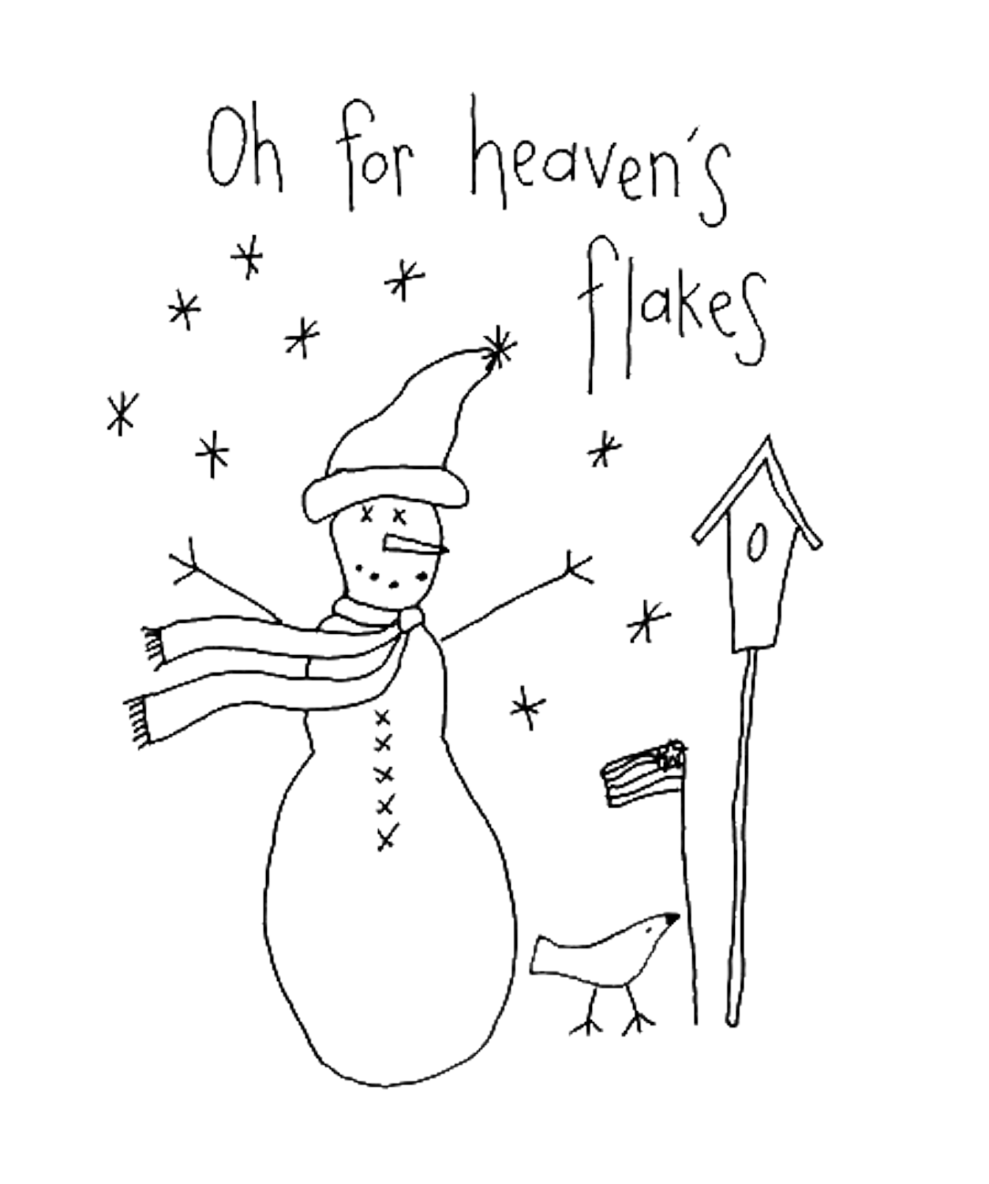Oh for heaven's flakes